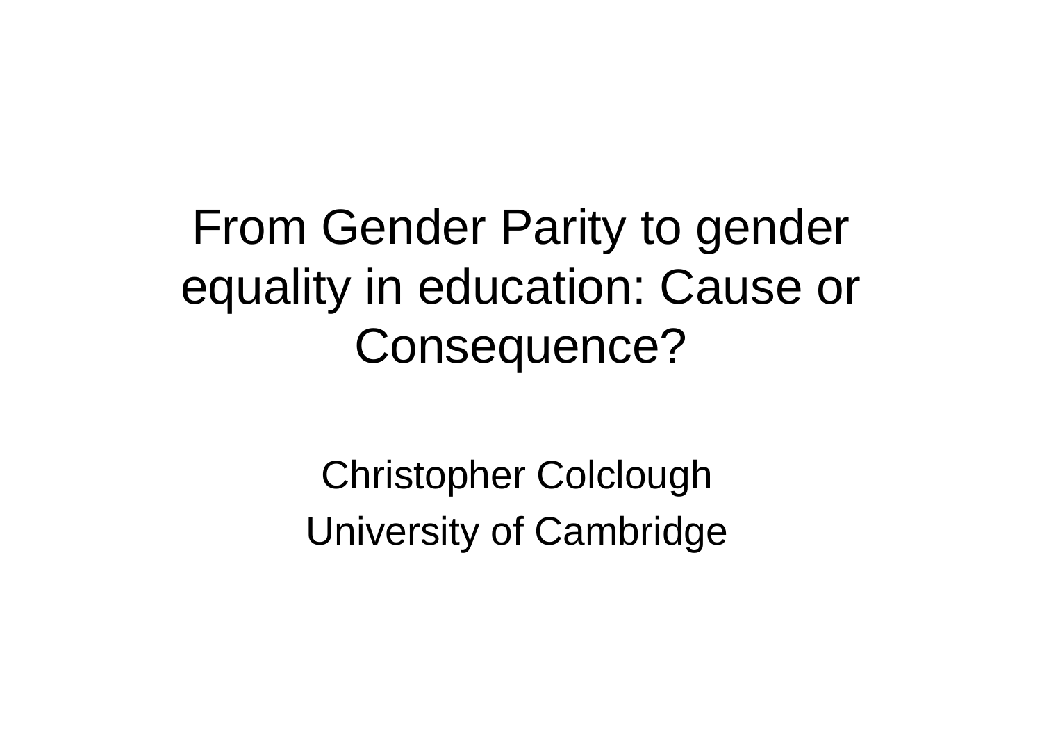# From Gender Parity to gender equality in education: Cause or Consequence?

Christopher Colclough

University of Cambridge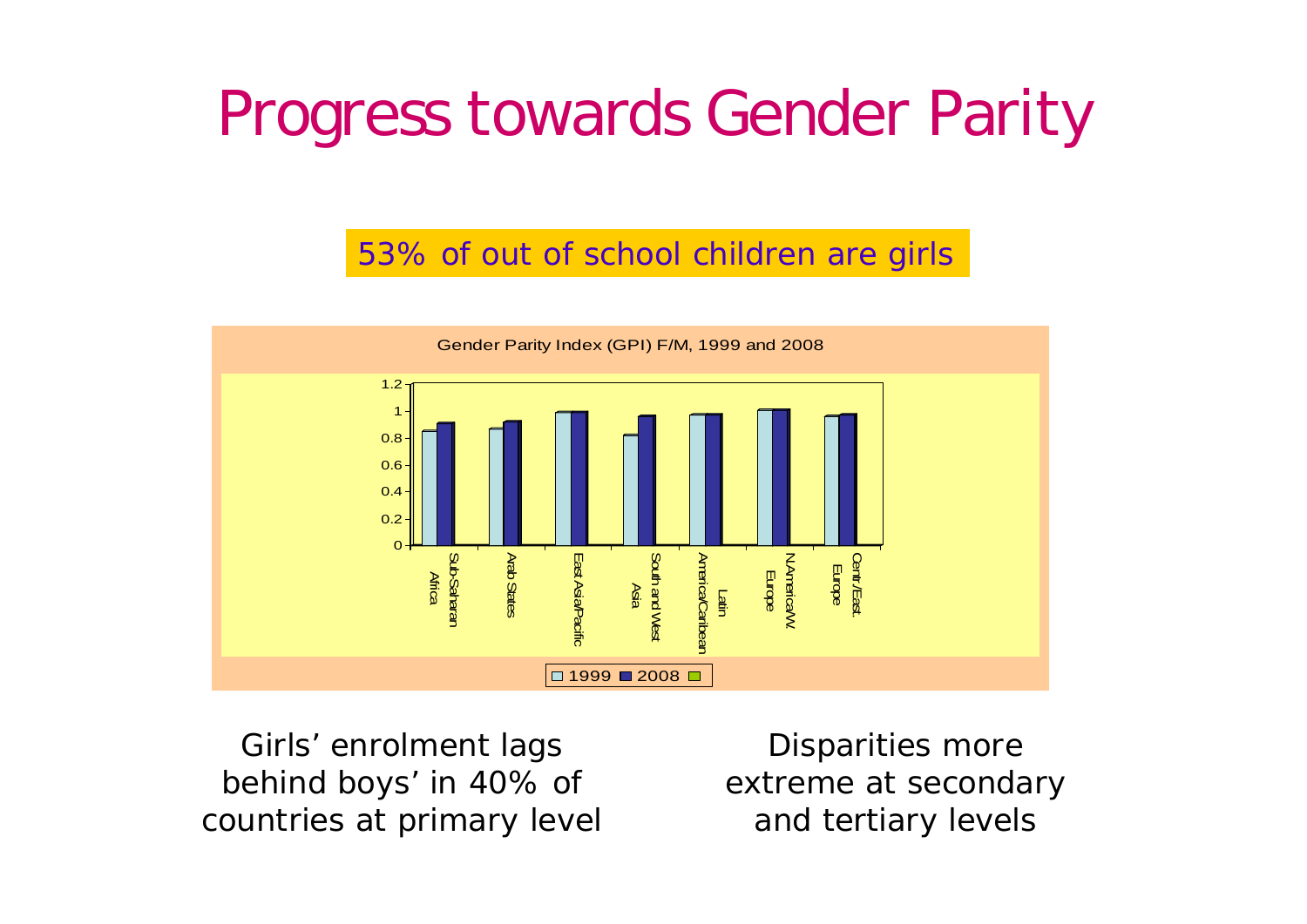# Progress towards Gender Parity

53% of out of school children are girls

Gender Parity Index (GPI) F/M, 1999 and 2008

1.2
1
0.8
0.6
0.4
0.2
0

Sub-Saharan Africa
Arab States
East Asia/Pacific
South and West Asia
Latin America/Caribbean
N.America/W. Europe
Centr./East. Europe

1999 2008

Girls' enrolment lags behind boys' in 40% of countries at primary level

Disparities more extreme at secondary and tertiary levels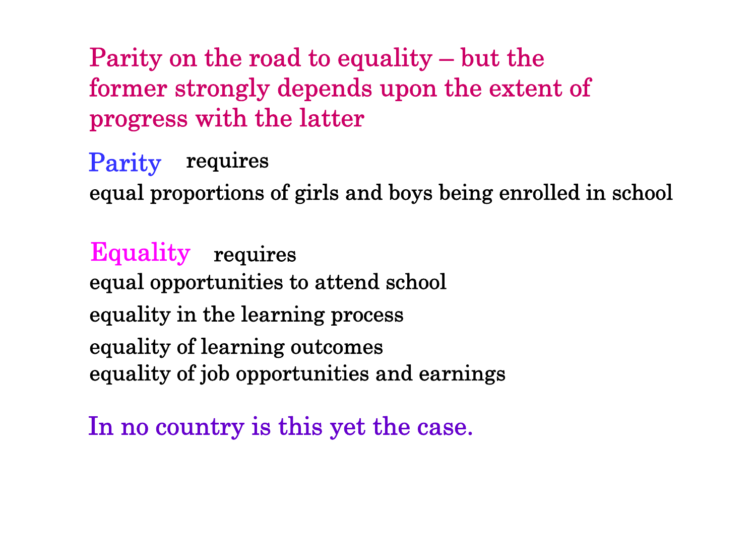# Parity on the road to equality – but the former strongly depends upon the extent of progress with the latter

**Parity** requires

equal proportions of girls and boys being enrolled in school

**Equality** requires

- equal opportunities to attend school
- equality in the learning process
- equality of learning outcomes
- equality of job opportunities and earnings

In no country is this yet the case.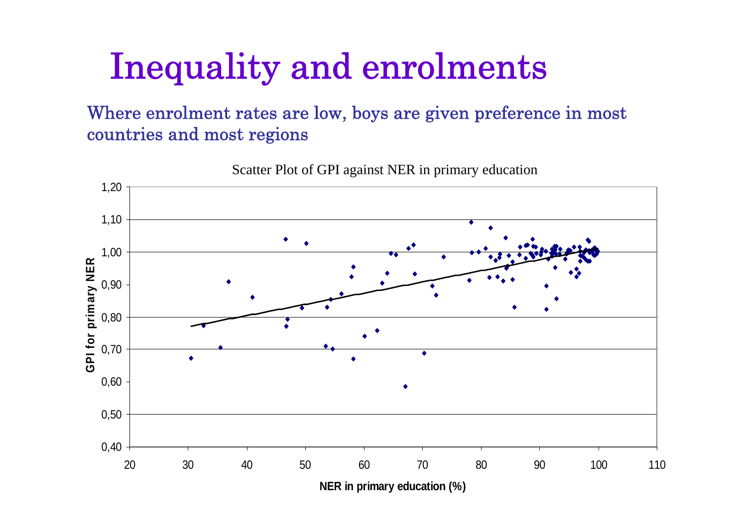# Inequality and enrolments

Where enrolment rates are low, boys are given preference in most countries and most regions

Scatter Plot of GPI against NER in primary education

GPI for primary NER

NER in primary education (%)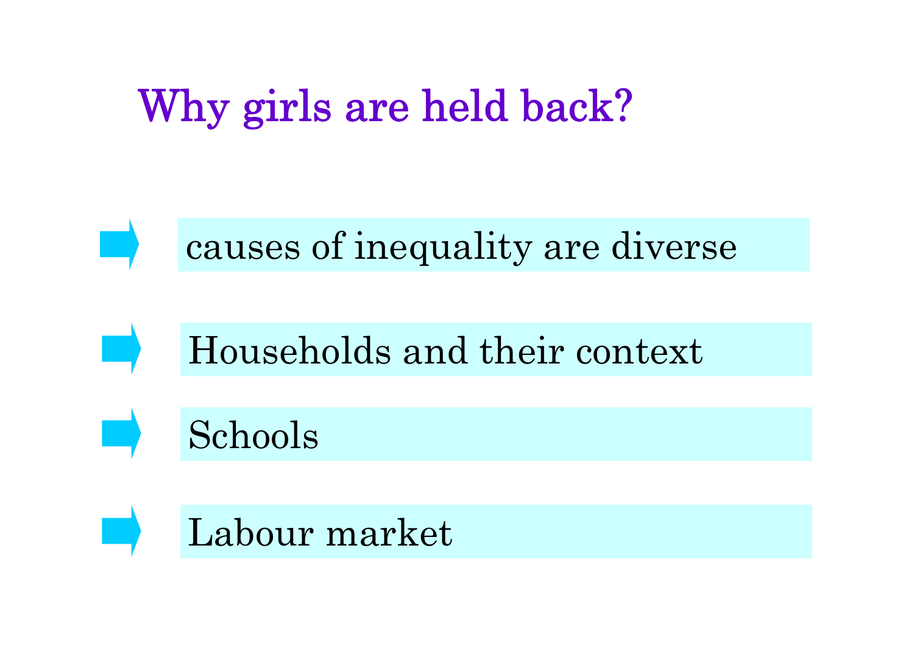# Why girls are held back?

- causes of inequality are diverse
- Households and their context
- Schools
- Labour market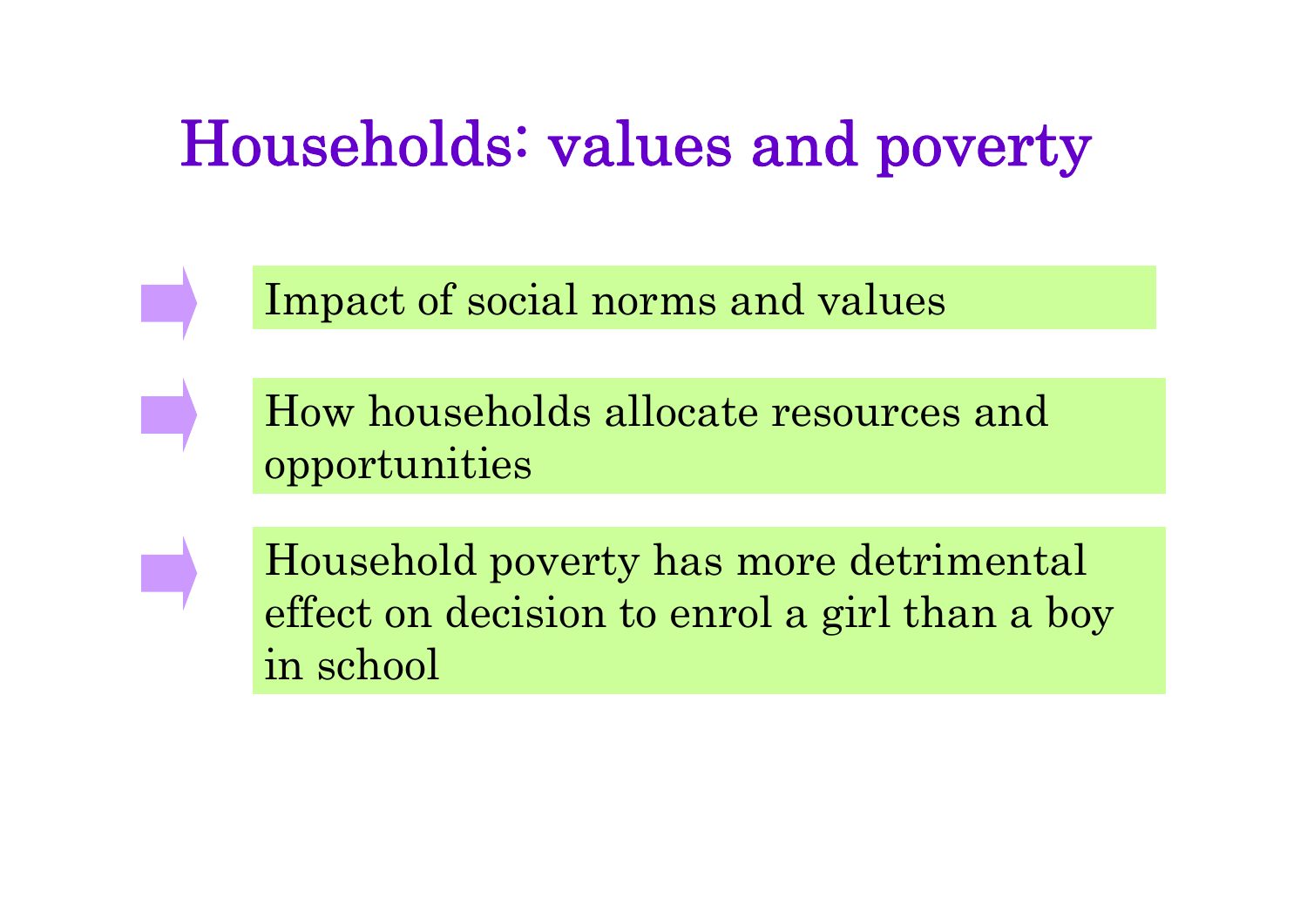# Households: values and poverty

- Impact of social norms and values
- How households allocate resources and opportunities
- Household poverty has more detrimental effect on decision to enrol a girl than a boy in school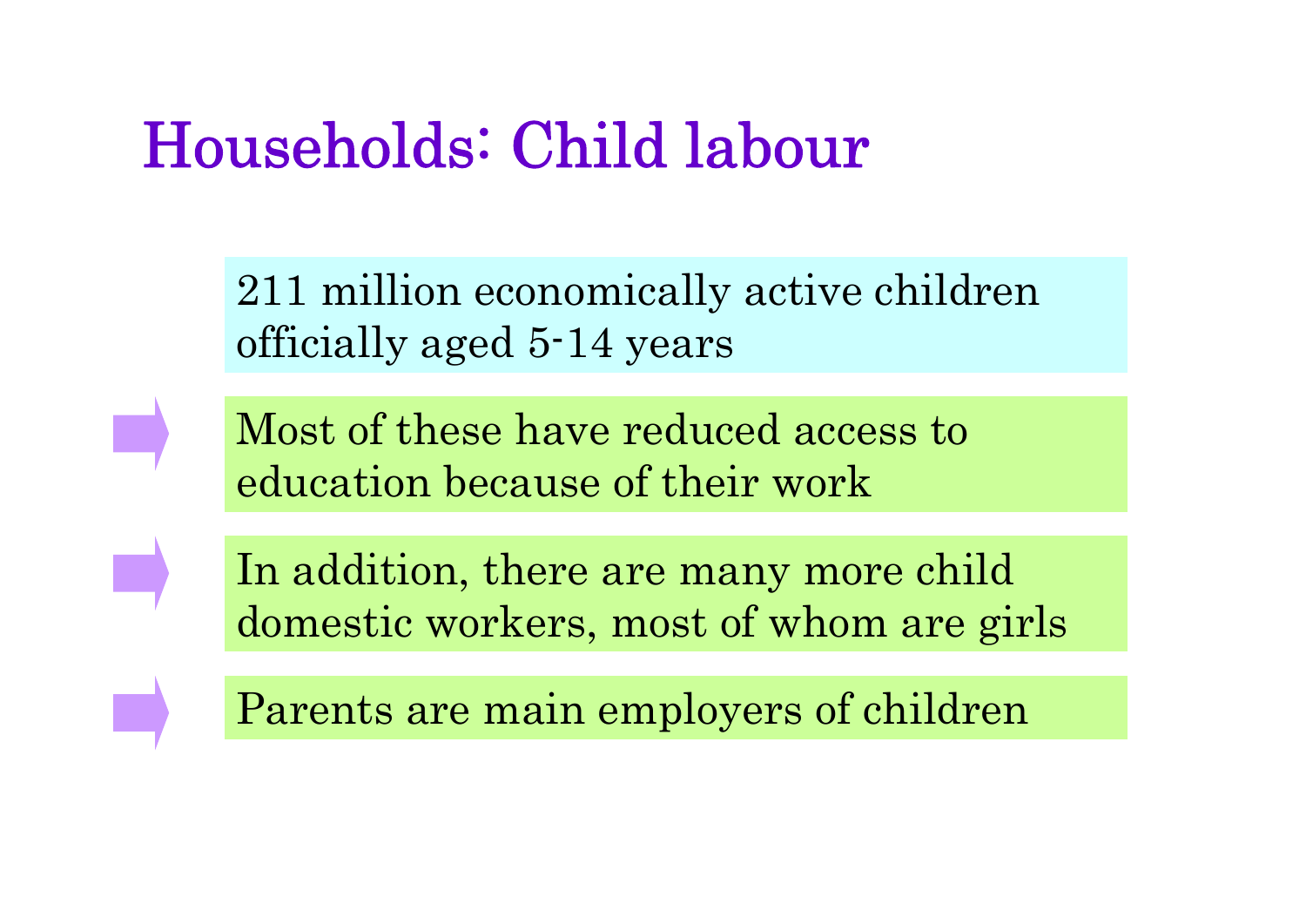# Households: Child labour

211 million economically active children officially aged 5-14 years

- Most of these have reduced access to education because of their work
- In addition, there are many more child domestic workers, most of whom are girls
- Parents are main employers of children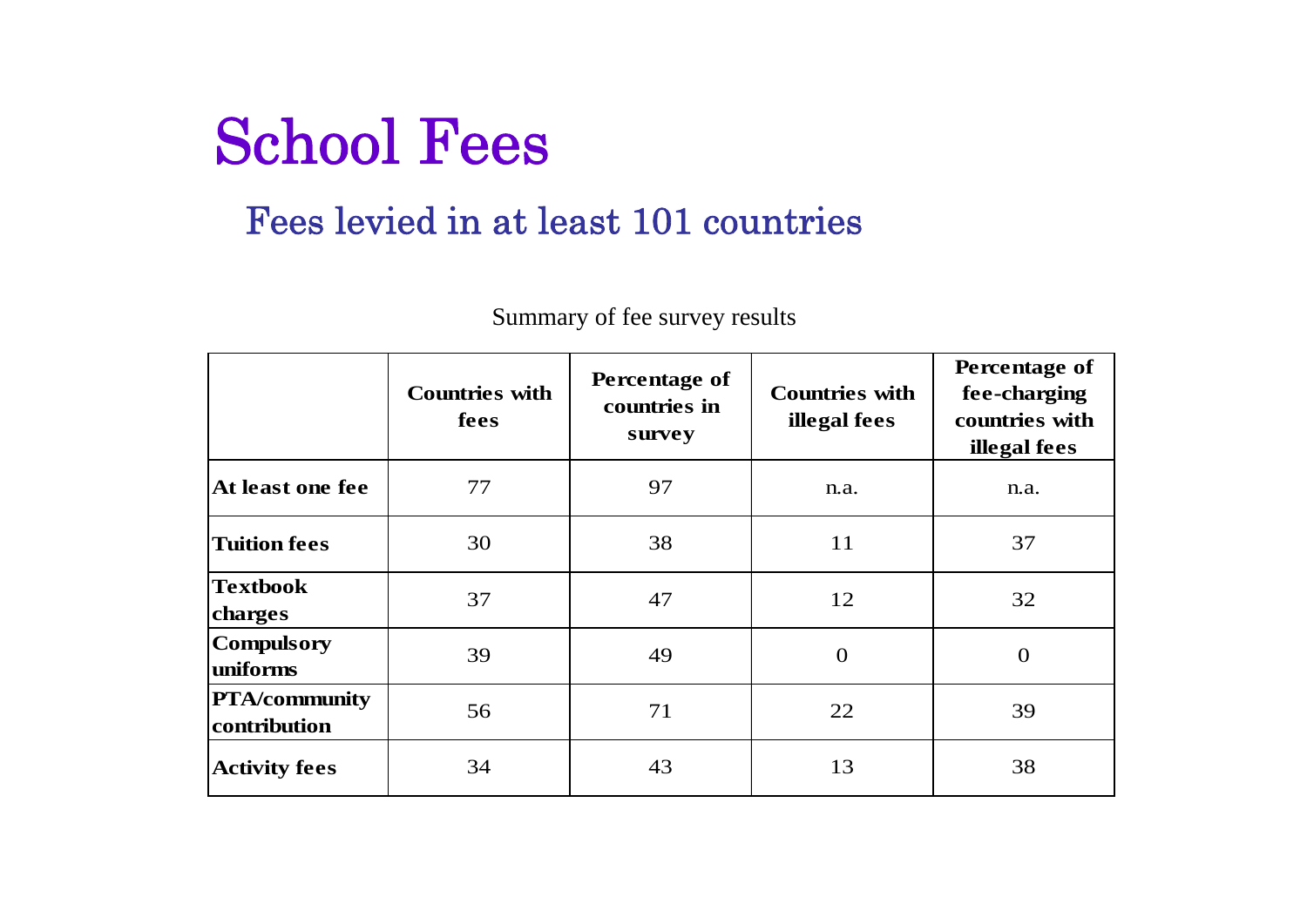# School Fees

## Fees levied in at least 101 countries

Summary of fee survey results

| | Countries with fees | Percentage of countries in survey | Countries with illegal fees | Percentage of fee-charging countries with illegal fees |
|---|---|---|---|---|
| **At least one fee** | 77 | 97 | n.a. | n.a. |
| **Tuition fees** | 30 | 38 | 11 | 37 |
| **Textbook charges** | 37 | 47 | 12 | 32 |
| **Compulsory uniforms** | 39 | 49 | 0 | 0 |
| **PTA/community contribution** | 56 | 71 | 22 | 39 |
| **Activity fees** | 34 | 43 | 13 | 38 |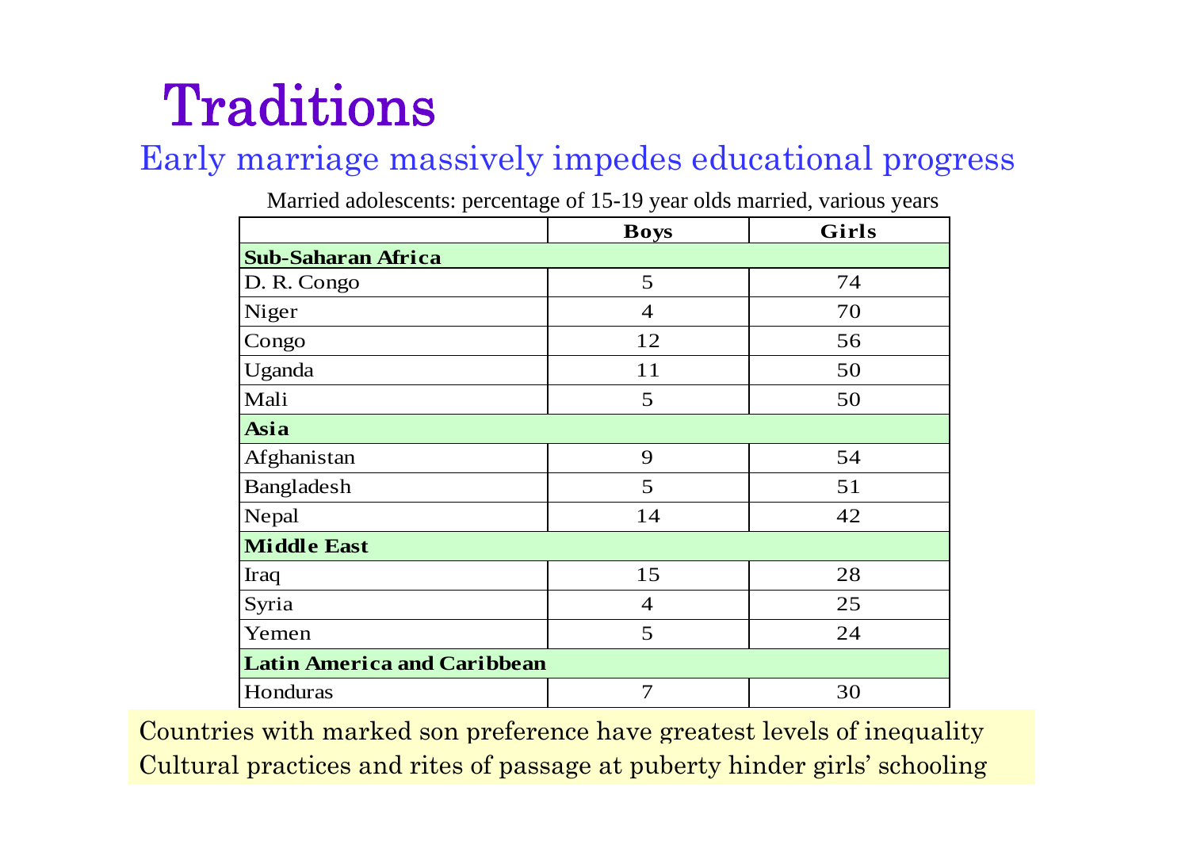# Traditions

## Early marriage massively impedes educational progress

Married adolescents: percentage of 15-19 year olds married, various years

| | **Boys** | **Girls** |
|---|---|---|
| **Sub-Saharan Africa** | | |
| D. R. Congo | 5 | 74 |
| Niger | 4 | 70 |
| Congo | 12 | 56 |
| Uganda | 11 | 50 |
| Mali | 5 | 50 |
| **Asia** | | |
| Afghanistan | 9 | 54 |
| Bangladesh | 5 | 51 |
| Nepal | 14 | 42 |
| **Middle East** | | |
| Iraq | 15 | 28 |
| Syria | 4 | 25 |
| Yemen | 5 | 24 |
| **Latin America and Caribbean** | | |
| Honduras | 7 | 30 |

Countries with marked son preference have greatest levels of inequality
Cultural practices and rites of passage at puberty hinder girls' schooling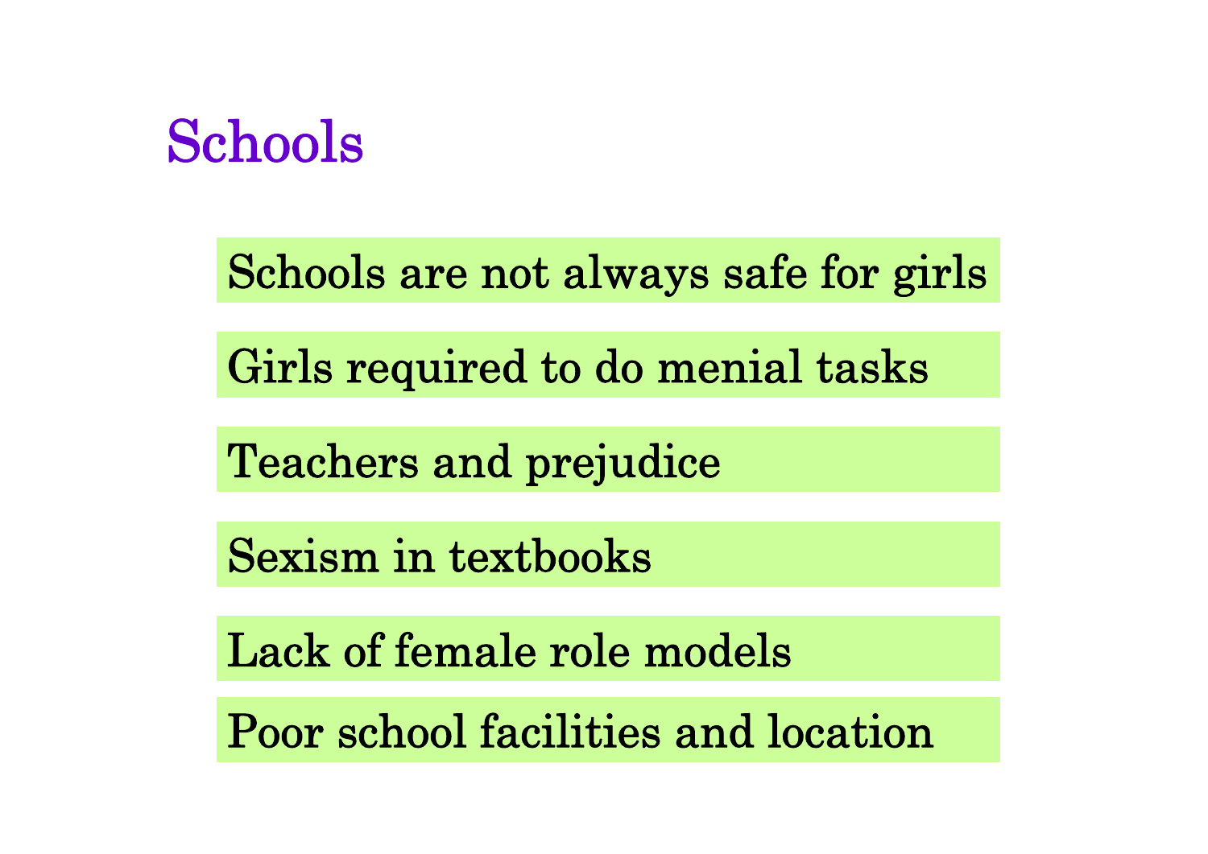# Schools

- Schools are not always safe for girls
- Girls required to do menial tasks
- Teachers and prejudice
- Sexism in textbooks
- Lack of female role models
- Poor school facilities and location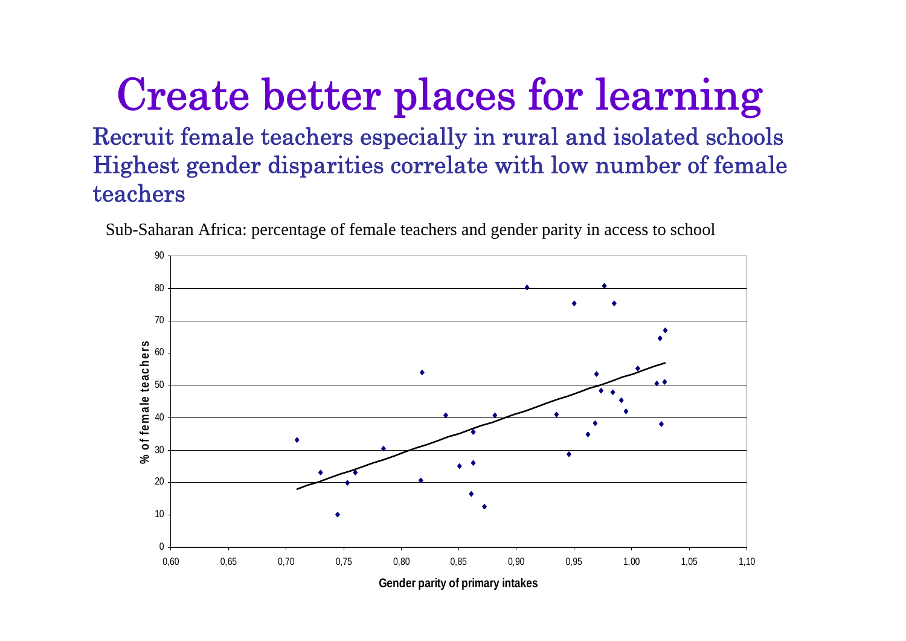# Create better places for learning

## Recruit female teachers especially in rural and isolated schools

## Highest gender disparities correlate with low number of female teachers

Sub-Saharan Africa: percentage of female teachers and gender parity in access to school

% of female teachers

0
10
20
30
40
50
60
70
80
90

0,60
0,65
0,70
0,75
0,80
0,85
0,90
0,95
1,00
1,05
1,10

Gender parity of primary intakes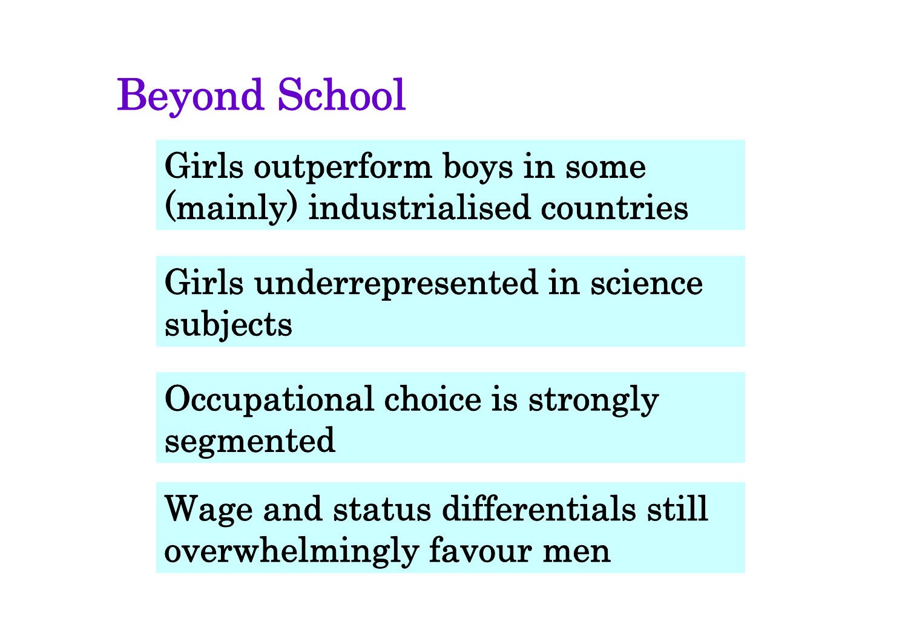# Beyond School

- Girls outperform boys in some (mainly) industrialised countries
- Girls underrepresented in science subjects
- Occupational choice is strongly segmented
- Wage and status differentials still overwhelmingly favour men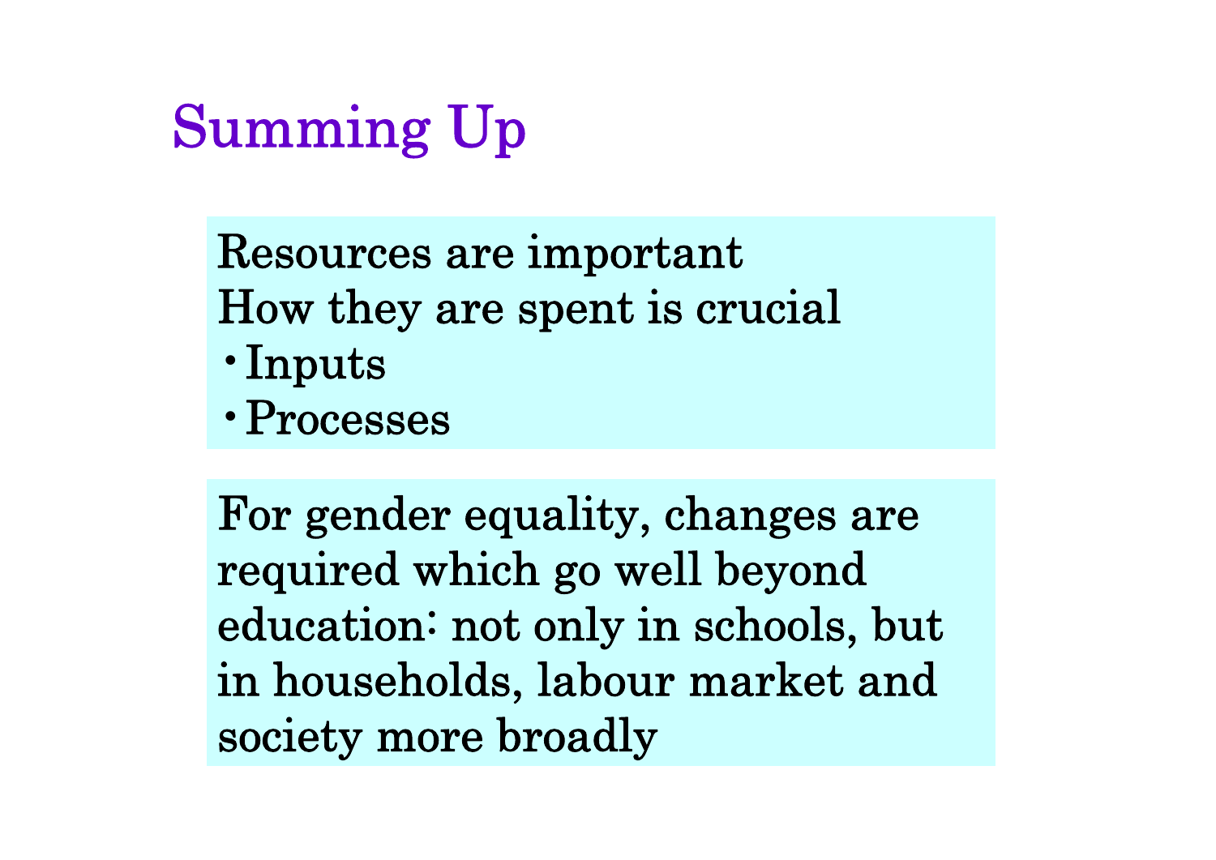# Summing Up

Resources are important
How they are spent is crucial

- Inputs
- Processes

For gender equality, changes are required which go well beyond education: not only in schools, but in households, labour market and society more broadly